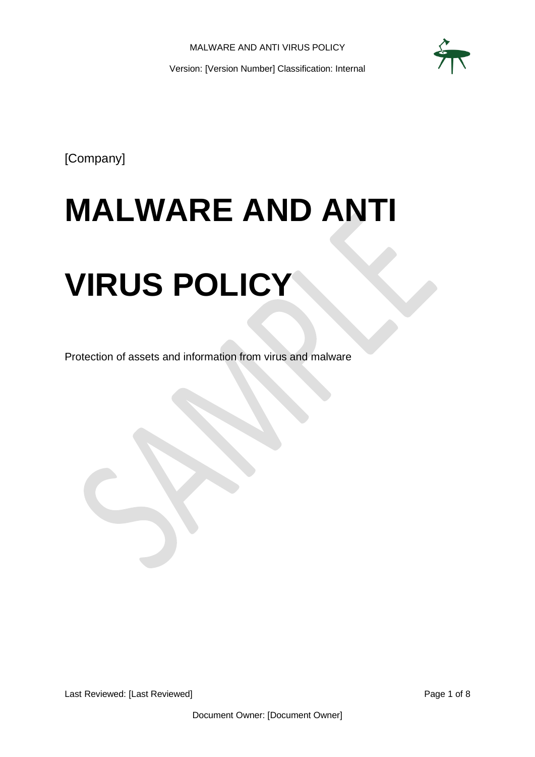[Company]

# MALWARE AND ANTI VIRUS POLICY

Protection of assets and information from virus and malware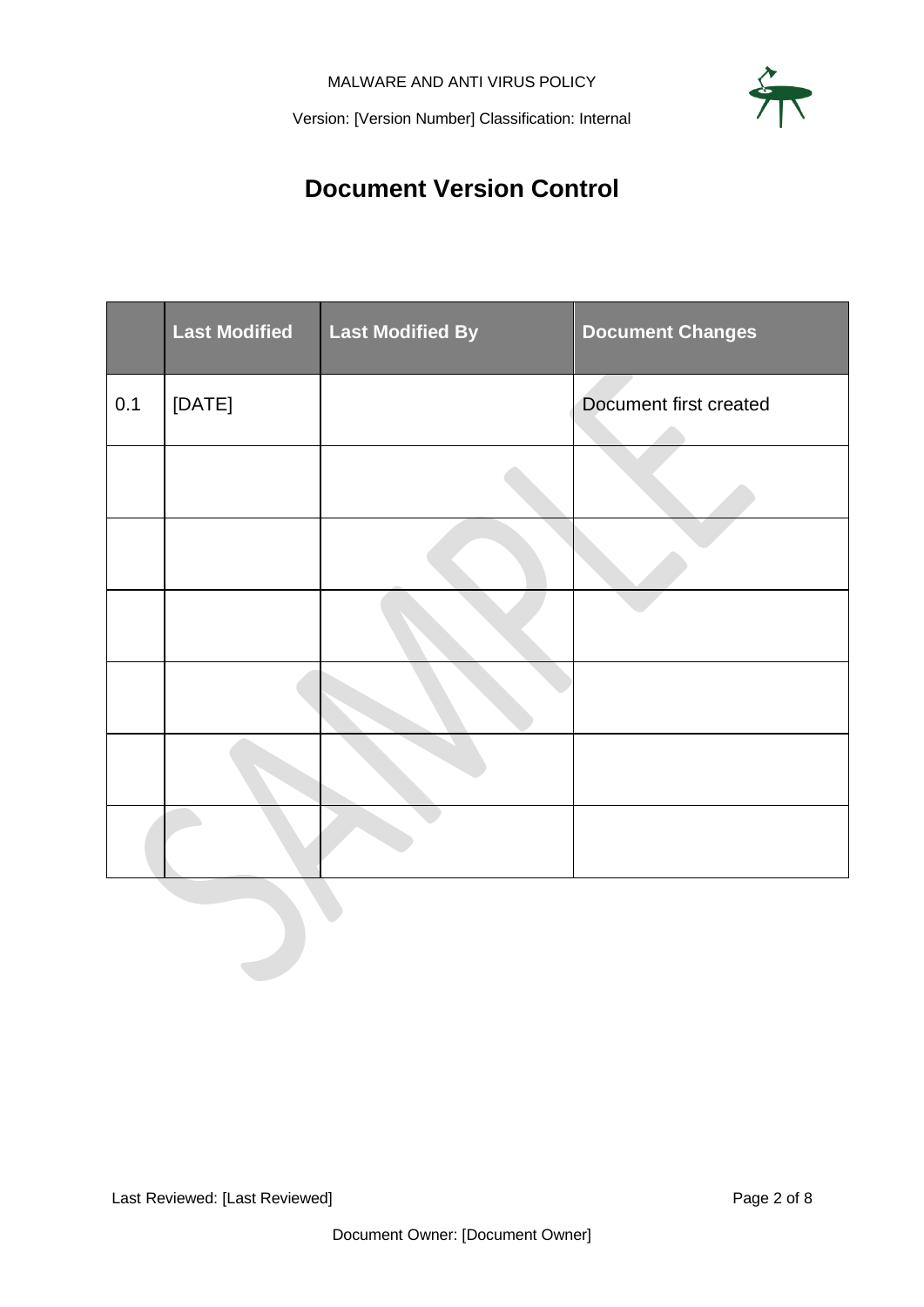# Document Version Control

| | Last Modified | Last Modified By | Document Changes |
|---|---|---|---|
| 0.1 | [DATE] | | Document first created |
| | | | |
| | | | |
| | | | |
| | | | |
| | | | |
| | | | |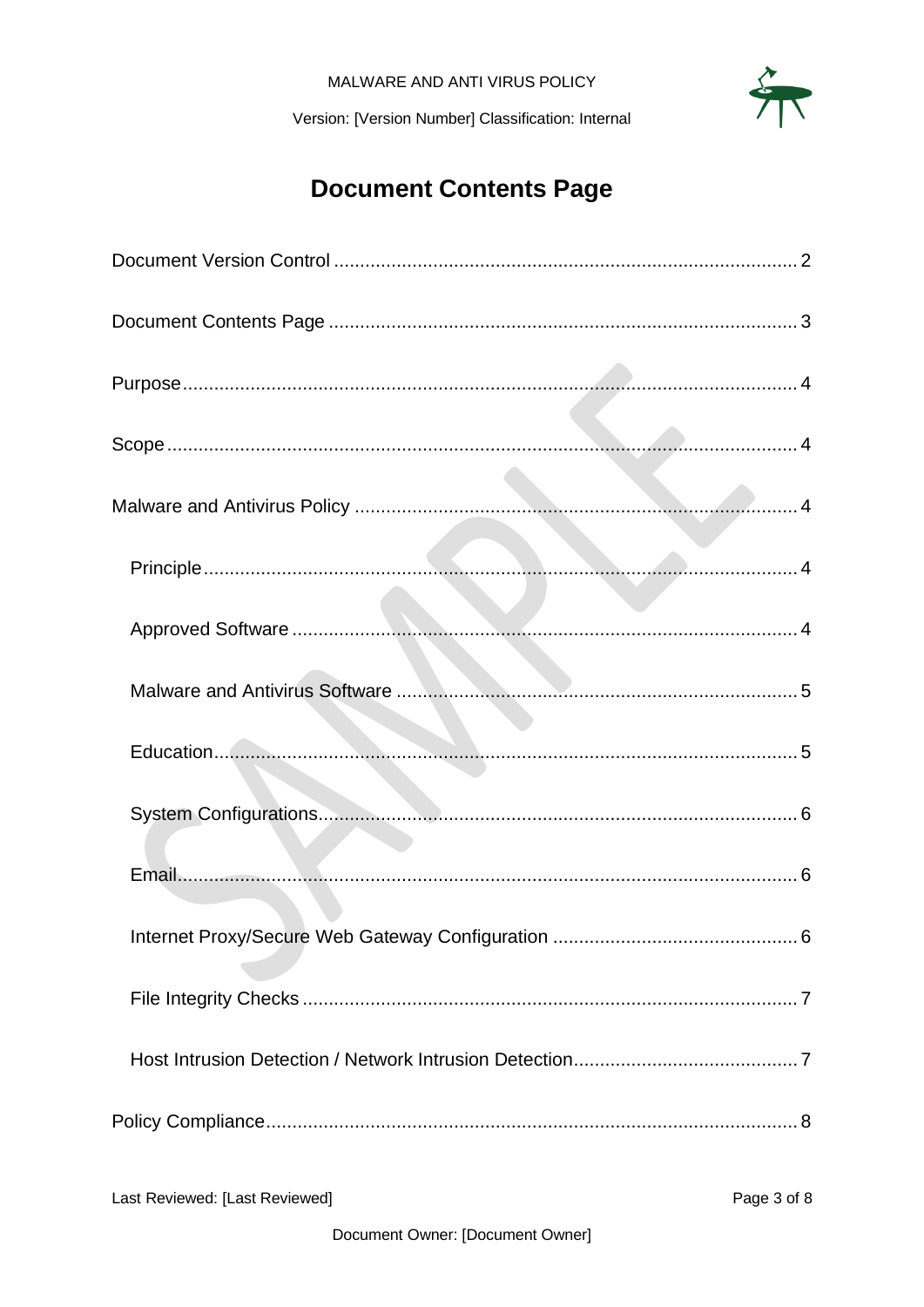# Document Contents Page

Document Version Control ........................................................................................ 2

Document Contents Page ........................................................................................ 3

Purpose ..................................................................................................................... 4

Scope ........................................................................................................................ 4

Malware and Antivirus Policy .................................................................................... 4

- Principle ................................................................................................................ 4
- Approved Software ................................................................................................ 4
- Malware and Antivirus Software ............................................................................ 5
- Education ............................................................................................................... 5
- System Configurations .......................................................................................... 6
- Email ...................................................................................................................... 6
- Internet Proxy/Secure Web Gateway Configuration .............................................. 6
- File Integrity Checks ............................................................................................. 7
- Host Intrusion Detection / Network Intrusion Detection ........................................... 7

Policy Compliance .................................................................................................... 8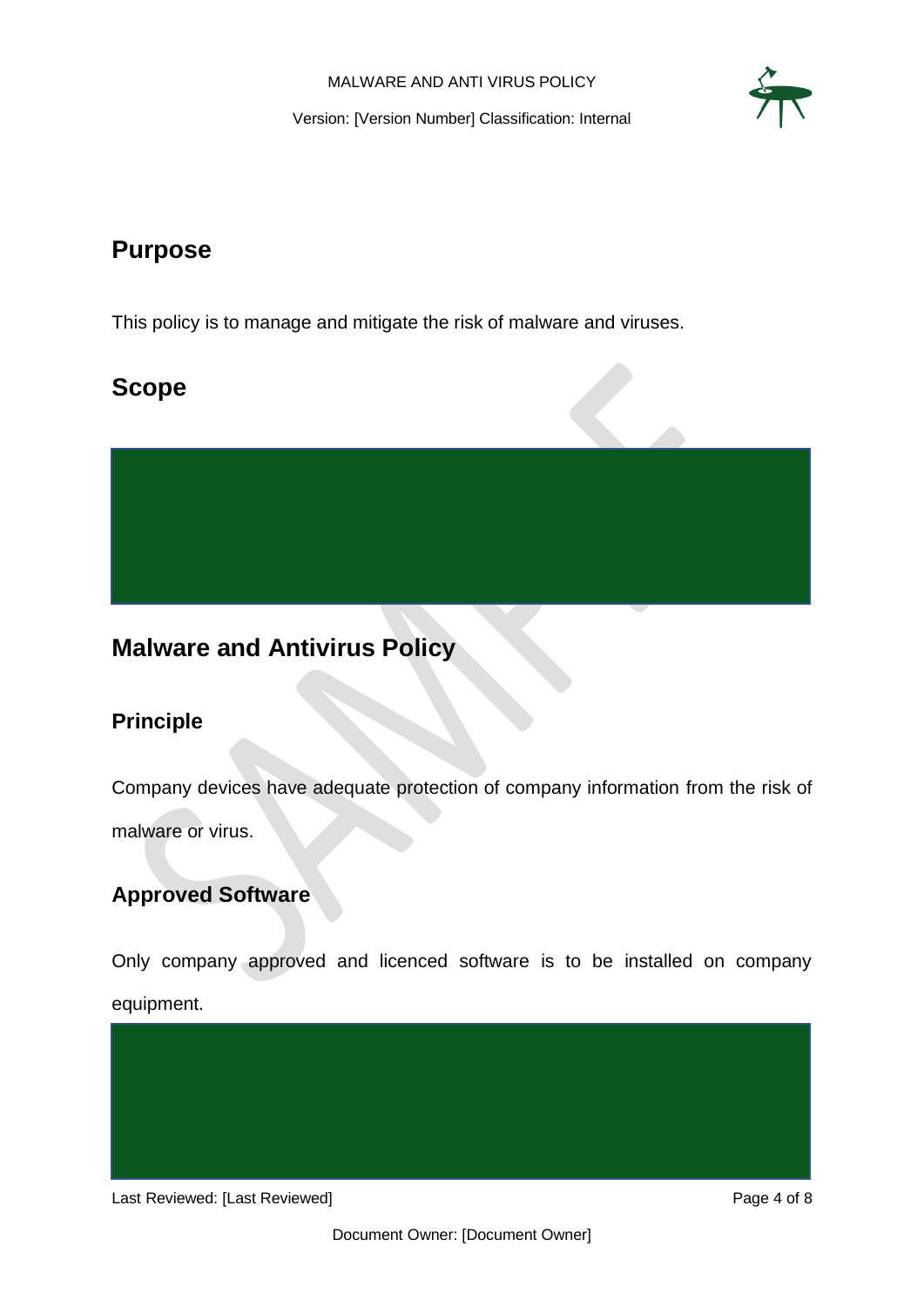# Purpose

This policy is to manage and mitigate the risk of malware and viruses.

# Scope

# Malware and Antivirus Policy

## Principle

Company devices have adequate protection of company information from the risk of malware or virus.

## Approved Software

Only company approved and licenced software is to be installed on company equipment.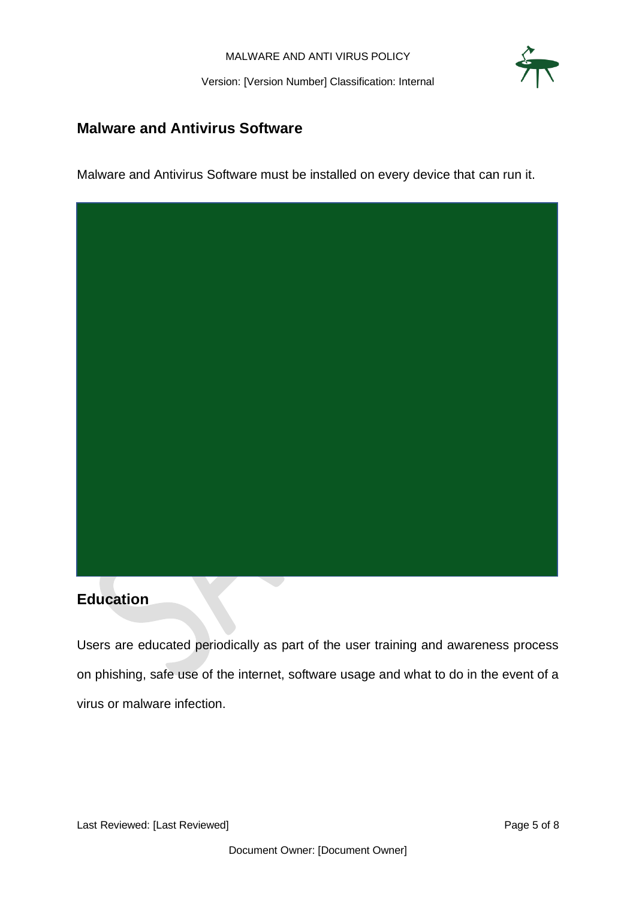## Malware and Antivirus Software

Malware and Antivirus Software must be installed on every device that can run it.

## Education

Users are educated periodically as part of the user training and awareness process on phishing, safe use of the internet, software usage and what to do in the event of a virus or malware infection.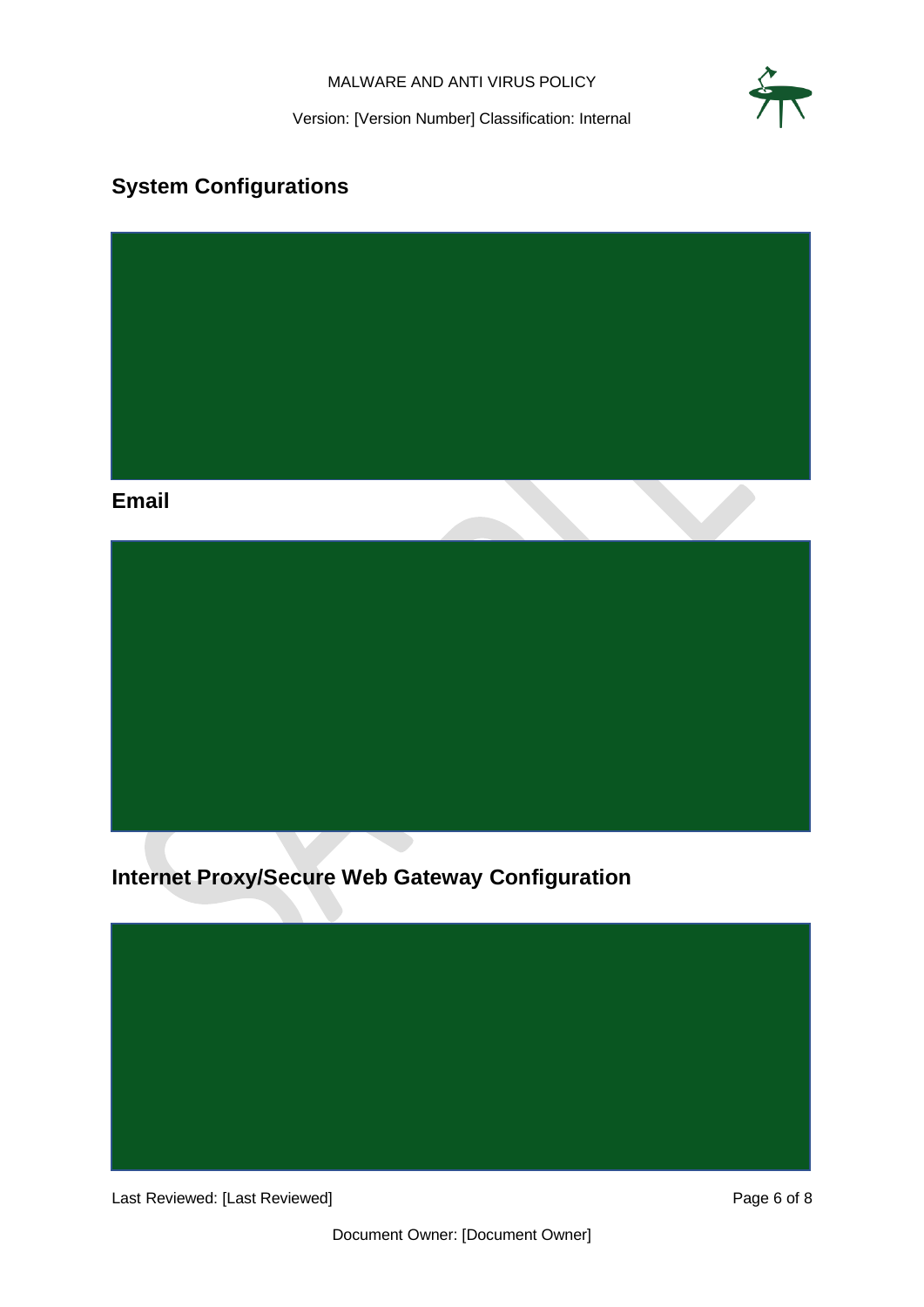## System Configurations

## Email

## Internet Proxy/Secure Web Gateway Configuration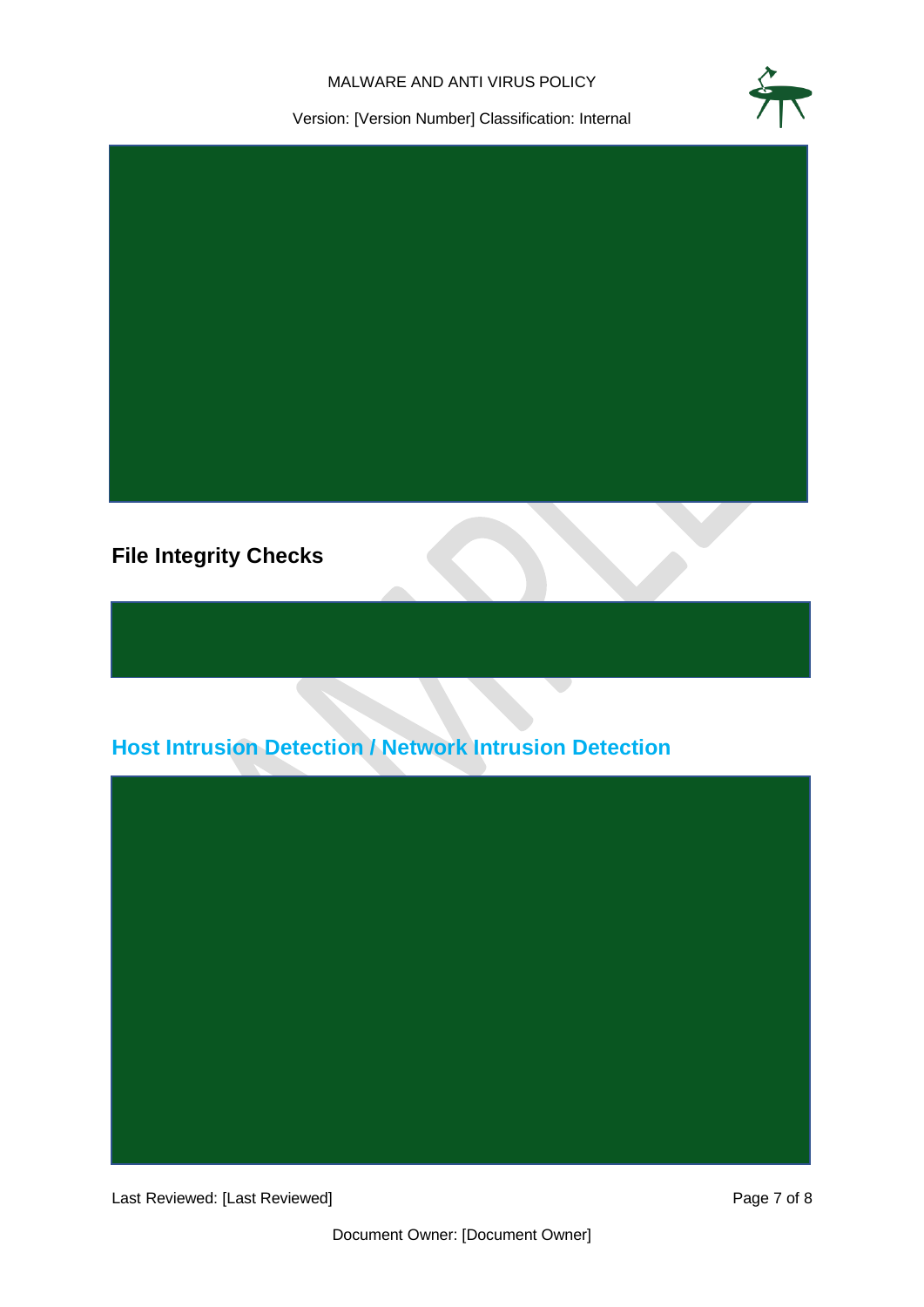## File Integrity Checks

## Host Intrusion Detection / Network Intrusion Detection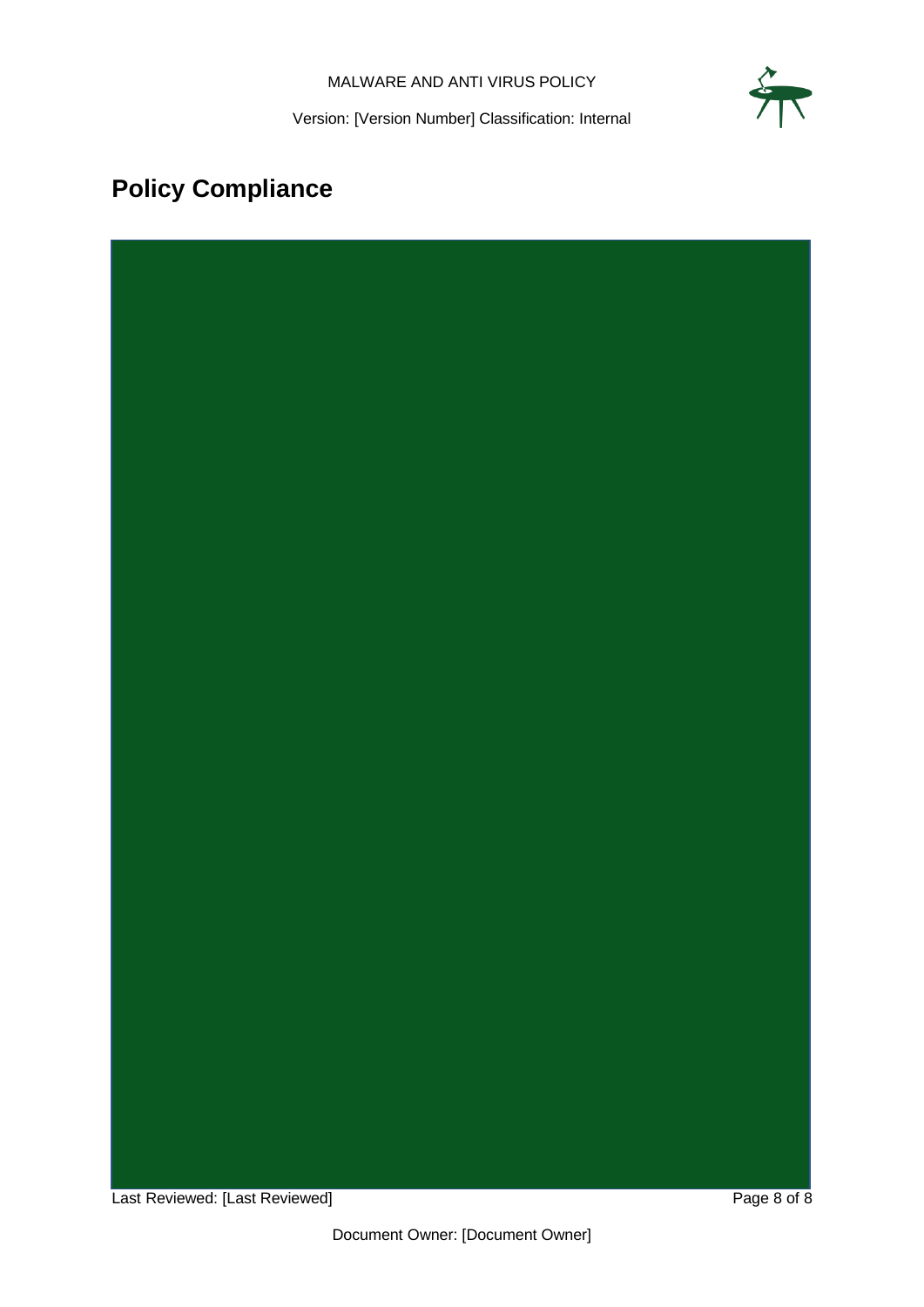# Policy Compliance